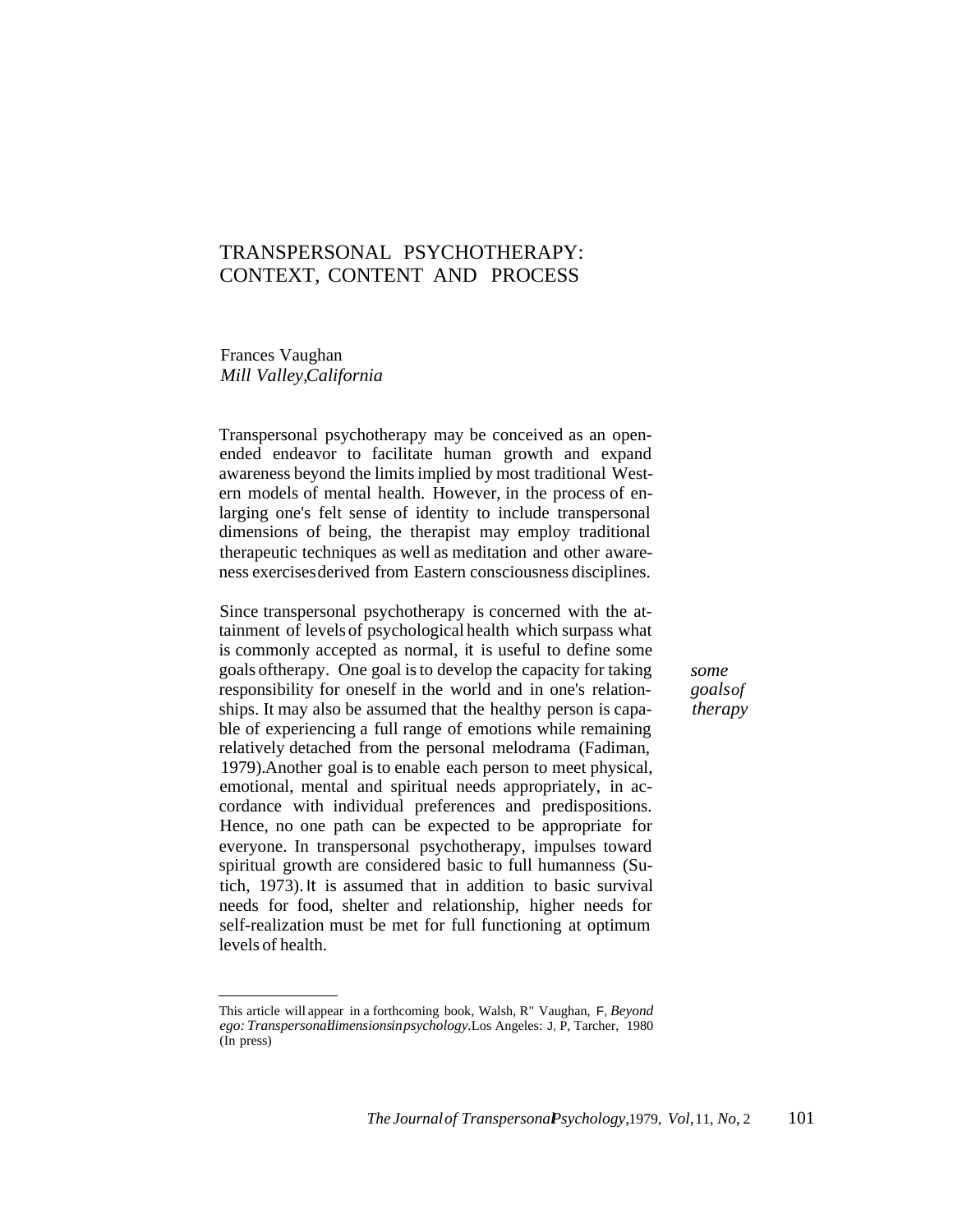# TRANSPERSONAL PSYCHOTHERAPY: CONTEXT, CONTENT AND PROCESS

Frances Vaughan
*Mill Valley, California*

Transpersonal psychotherapy may be conceived as an open-ended endeavor to facilitate human growth and expand awareness beyond the limits implied by most traditional Western models of mental health. However, in the process of enlarging one's felt sense of identity to include transpersonal dimensions of being, the therapist may employ traditional therapeutic techniques as well as meditation and other awareness exercises derived from Eastern consciousness disciplines.

*some goals of therapy*

Since transpersonal psychotherapy is concerned with the attainment of levels of psychological health which surpass what is commonly accepted as normal, it is useful to define some goals of therapy. One goal is to develop the capacity for taking responsibility for oneself in the world and in one's relationships. It may also be assumed that the healthy person is capable of experiencing a full range of emotions while remaining relatively detached from the personal melodrama (Fadiman, 1979). Another goal is to enable each person to meet physical, emotional, mental and spiritual needs appropriately, in accordance with individual preferences and predispositions. Hence, no one path can be expected to be appropriate for everyone. In transpersonal psychotherapy, impulses toward spiritual growth are considered basic to full humanness (Sutich, 1973). It is assumed that in addition to basic survival needs for food, shelter and relationship, higher needs for self-realization must be met for full functioning at optimum levels of health.

---

This article will appear in a forthcoming book, Walsh, R" Vaughan, F, *Beyond ego: Transpersonal dimensions in psychology.* Los Angeles: J, P, Tarcher, 1980 (In press)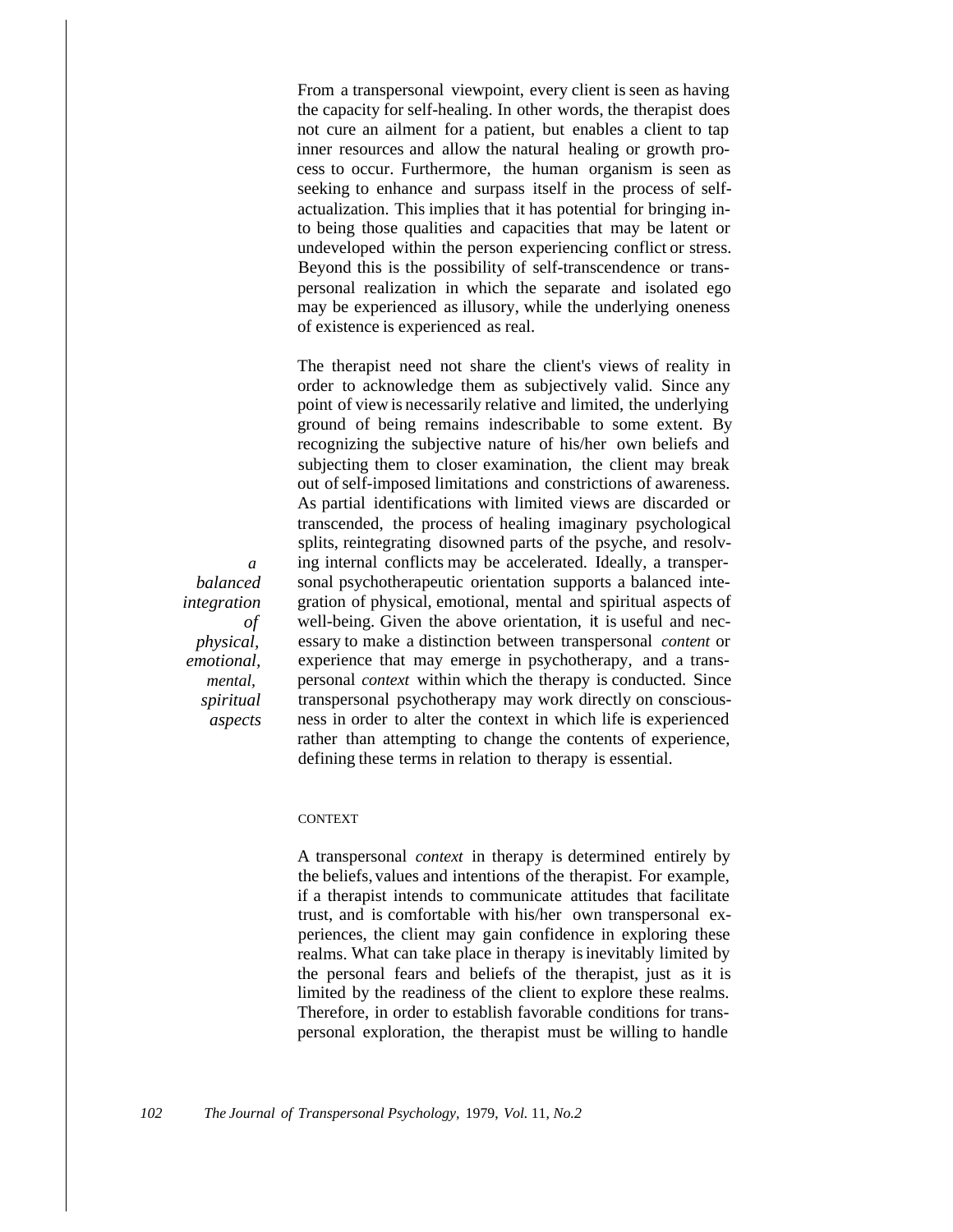From a transpersonal viewpoint, every client is seen as having the capacity for self-healing. In other words, the therapist does not cure an ailment for a patient, but enables a client to tap inner resources and allow the natural healing or growth process to occur. Furthermore, the human organism is seen as seeking to enhance and surpass itself in the process of self-actualization. This implies that it has potential for bringing into being those qualities and capacities that may be latent or undeveloped within the person experiencing conflict or stress. Beyond this is the possibility of self-transcendence or transpersonal realization in which the separate and isolated ego may be experienced as illusory, while the underlying oneness of existence is experienced as real.

The therapist need not share the client's views of reality in order to acknowledge them as subjectively valid. Since any point of view is necessarily relative and limited, the underlying ground of being remains indescribable to some extent. By recognizing the subjective nature of his/her own beliefs and subjecting them to closer examination, the client may break out of self-imposed limitations and constrictions of awareness. As partial identifications with limited views are discarded or transcended, the process of healing imaginary psychological splits, reintegrating disowned parts of the psyche, and resolving internal conflicts may be accelerated. Ideally, a transpersonal psychotherapeutic orientation supports a balanced integration of physical, emotional, mental and spiritual aspects of well-being. Given the above orientation, it is useful and necessary to make a distinction between transpersonal *content* or experience that may emerge in psychotherapy, and a transpersonal *context* within which the therapy is conducted. Since transpersonal psychotherapy may work directly on consciousness in order to alter the context in which life is experienced rather than attempting to change the contents of experience, defining these terms in relation to therapy is essential.

*a balanced integration of physical, emotional, mental, spiritual aspects*

## CONTEXT

A transpersonal *context* in therapy is determined entirely by the beliefs, values and intentions of the therapist. For example, if a therapist intends to communicate attitudes that facilitate trust, and is comfortable with his/her own transpersonal experiences, the client may gain confidence in exploring these realms. What can take place in therapy is inevitably limited by the personal fears and beliefs of the therapist, just as it is limited by the readiness of the client to explore these realms. Therefore, in order to establish favorable conditions for transpersonal exploration, the therapist must be willing to handle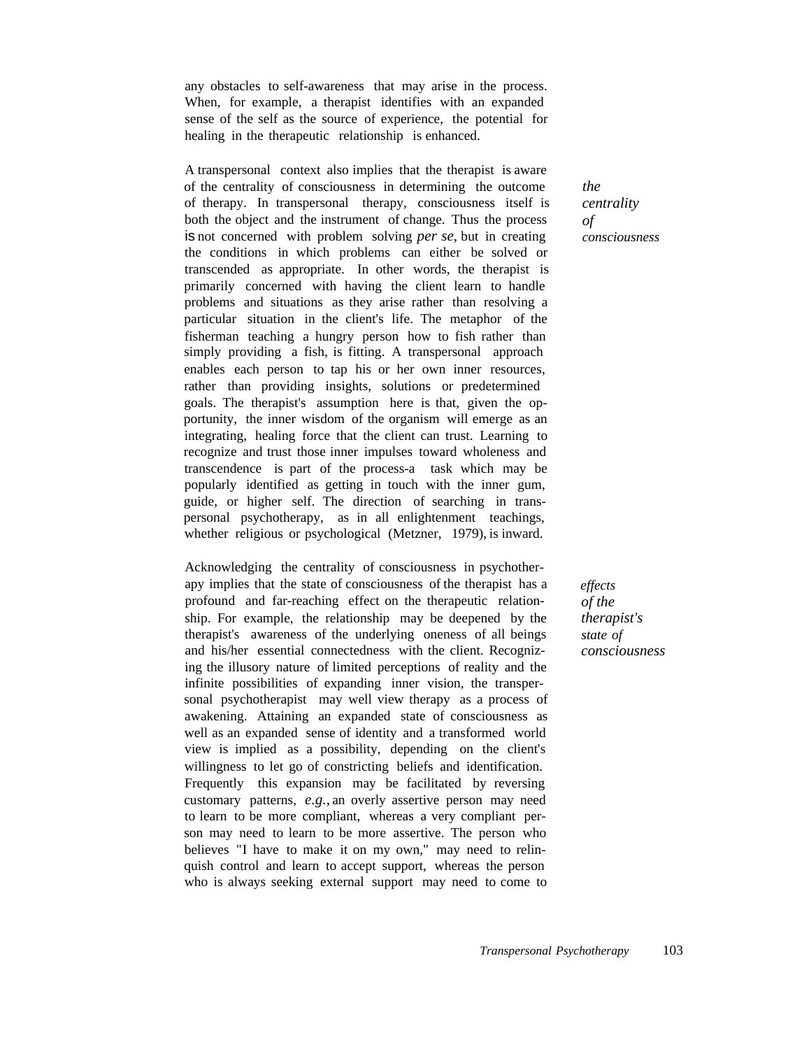any obstacles to self-awareness that may arise in the process. When, for example, a therapist identifies with an expanded sense of the self as the source of experience, the potential for healing in the therapeutic relationship is enhanced.

*the centrality of consciousness*

A transpersonal context also implies that the therapist is aware of the centrality of consciousness in determining the outcome of therapy. In transpersonal therapy, consciousness itself is both the object and the instrument of change. Thus the process is not concerned with problem solving *per se*, but in creating the conditions in which problems can either be solved or transcended as appropriate. In other words, the therapist is primarily concerned with having the client learn to handle problems and situations as they arise rather than resolving a particular situation in the client's life. The metaphor of the fisherman teaching a hungry person how to fish rather than simply providing a fish, is fitting. A transpersonal approach enables each person to tap his or her own inner resources, rather than providing insights, solutions or predetermined goals. The therapist's assumption here is that, given the opportunity, the inner wisdom of the organism will emerge as an integrating, healing force that the client can trust. Learning to recognize and trust those inner impulses toward wholeness and transcendence is part of the process-a task which may be popularly identified as getting in touch with the inner gum, guide, or higher self. The direction of searching in transpersonal psychotherapy, as in all enlightenment teachings, whether religious or psychological (Metzner, 1979), is inward.

*effects of the therapist's state of consciousness*

Acknowledging the centrality of consciousness in psychotherapy implies that the state of consciousness of the therapist has a profound and far-reaching effect on the therapeutic relationship. For example, the relationship may be deepened by the therapist's awareness of the underlying oneness of all beings and his/her essential connectedness with the client. Recognizing the illusory nature of limited perceptions of reality and the infinite possibilities of expanding inner vision, the transpersonal psychotherapist may well view therapy as a process of awakening. Attaining an expanded state of consciousness as well as an expanded sense of identity and a transformed world view is implied as a possibility, depending on the client's willingness to let go of constricting beliefs and identification. Frequently this expansion may be facilitated by reversing customary patterns, *e.g.*, an overly assertive person may need to learn to be more compliant, whereas a very compliant person may need to learn to be more assertive. The person who believes "I have to make it on my own," may need to relinquish control and learn to accept support, whereas the person who is always seeking external support may need to come to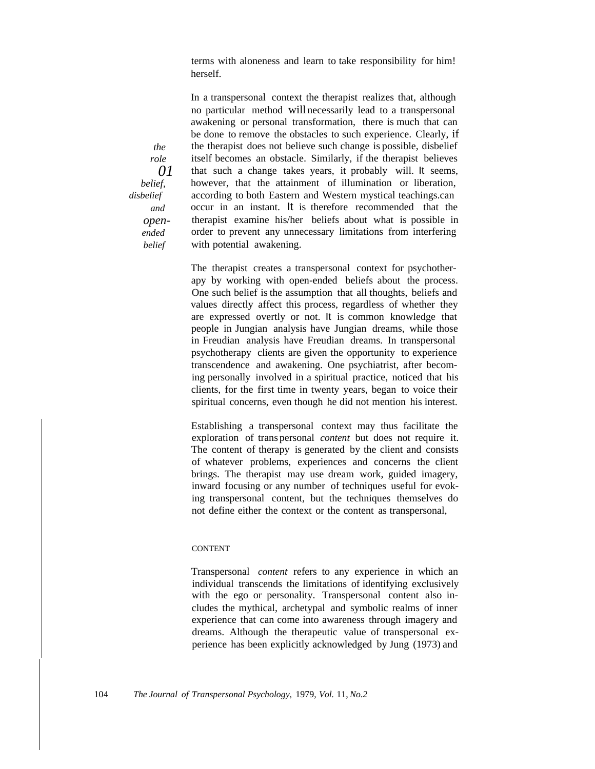terms with aloneness and learn to take responsibility for him! herself.

*the role 01 belief, disbelief and open-ended belief*

In a transpersonal context the therapist realizes that, although no particular method will necessarily lead to a transpersonal awakening or personal transformation, there is much that can be done to remove the obstacles to such experience. Clearly, if the therapist does not believe such change is possible, disbelief itself becomes an obstacle. Similarly, if the therapist believes that such a change takes years, it probably will. It seems, however, that the attainment of illumination or liberation, according to both Eastern and Western mystical teachings.can occur in an instant. It is therefore recommended that the therapist examine his/her beliefs about what is possible in order to prevent any unnecessary limitations from interfering with potential awakening.

The therapist creates a transpersonal context for psychotherapy by working with open-ended beliefs about the process. One such belief is the assumption that all thoughts, beliefs and values directly affect this process, regardless of whether they are expressed overtly or not. It is common knowledge that people in Jungian analysis have Jungian dreams, while those in Freudian analysis have Freudian dreams. In transpersonal psychotherapy clients are given the opportunity to experience transcendence and awakening. One psychiatrist, after becoming personally involved in a spiritual practice, noticed that his clients, for the first time in twenty years, began to voice their spiritual concerns, even though he did not mention his interest.

Establishing a transpersonal context may thus facilitate the exploration of trans personal *content* but does not require it. The content of therapy is generated by the client and consists of whatever problems, experiences and concerns the client brings. The therapist may use dream work, guided imagery, inward focusing or any number of techniques useful for evoking transpersonal content, but the techniques themselves do not define either the context or the content as transpersonal,

## CONTENT

Transpersonal *content* refers to any experience in which an individual transcends the limitations of identifying exclusively with the ego or personality. Transpersonal content also includes the mythical, archetypal and symbolic realms of inner experience that can come into awareness through imagery and dreams. Although the therapeutic value of transpersonal experience has been explicitly acknowledged by Jung (1973) and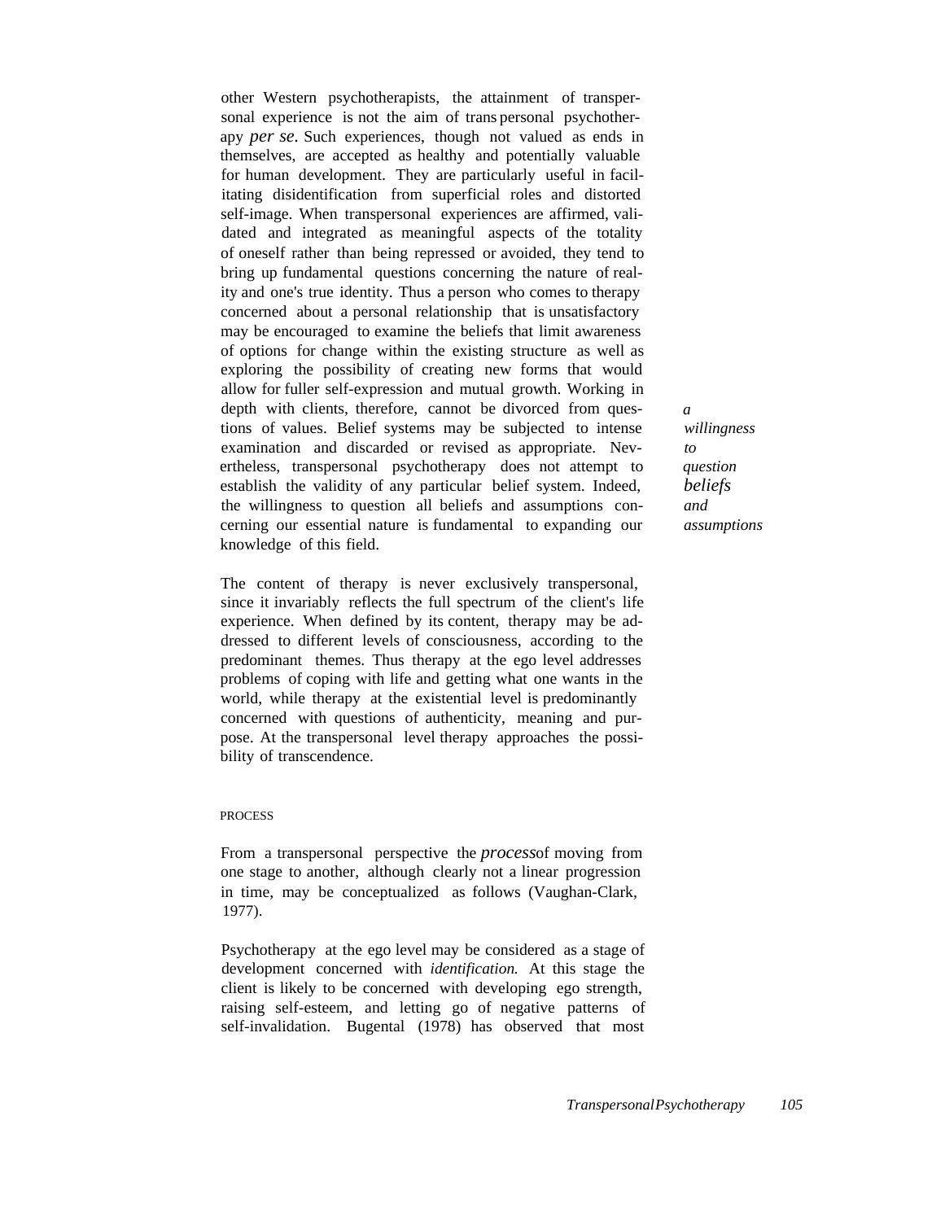other Western psychotherapists, the attainment of transpersonal experience is not the aim of transpersonal psychotherapy *per se.* Such experiences, though not valued as ends in themselves, are accepted as healthy and potentially valuable for human development. They are particularly useful in facilitating disidentification from superficial roles and distorted self-image. When transpersonal experiences are affirmed, validated and integrated as meaningful aspects of the totality of oneself rather than being repressed or avoided, they tend to bring up fundamental questions concerning the nature of reality and one's true identity. Thus a person who comes to therapy concerned about a personal relationship that is unsatisfactory may be encouraged to examine the beliefs that limit awareness of options for change within the existing structure as well as exploring the possibility of creating new forms that would allow for fuller self-expression and mutual growth. Working in depth with clients, therefore, cannot be divorced from questions of values. Belief systems may be subjected to intense examination and discarded or revised as appropriate. Nevertheless, transpersonal psychotherapy does not attempt to establish the validity of any particular belief system. Indeed, the willingness to question all beliefs and assumptions concerning our essential nature is fundamental to expanding our knowledge of this field.

*a willingness to question beliefs and assumptions*

The content of therapy is never exclusively transpersonal, since it invariably reflects the full spectrum of the client's life experience. When defined by its content, therapy may be addressed to different levels of consciousness, according to the predominant themes. Thus therapy at the ego level addresses problems of coping with life and getting what one wants in the world, while therapy at the existential level is predominantly concerned with questions of authenticity, meaning and purpose. At the transpersonal level therapy approaches the possibility of transcendence.

## PROCESS

From a transpersonal perspective the *process* of moving from one stage to another, although clearly not a linear progression in time, may be conceptualized as follows (Vaughan-Clark, 1977).

Psychotherapy at the ego level may be considered as a stage of development concerned with *identification.* At this stage the client is likely to be concerned with developing ego strength, raising self-esteem, and letting go of negative patterns of self-invalidation. Bugental (1978) has observed that most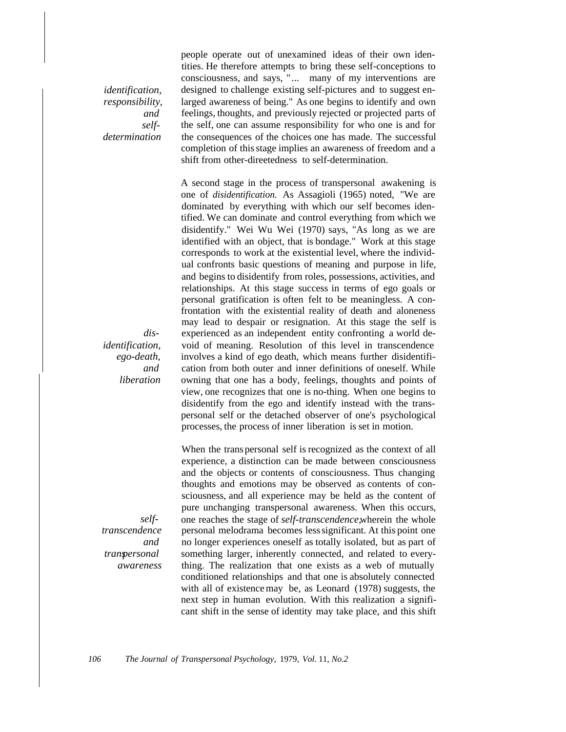people operate out of unexamined ideas of their own identities. He therefore attempts to bring these self-conceptions to consciousness, and says, "... many of my interventions are designed to challenge existing self-pictures and to suggest enlarged awareness of being." As one begins to identify and own feelings, thoughts, and previously rejected or projected parts of the self, one can assume responsibility for who one is and for the consequences of the choices one has made. The successful completion of this stage implies an awareness of freedom and a shift from other-direetedness to self-determination.

*identification, responsibility, and self-determination*

A second stage in the process of transpersonal awakening is one of *disidentification.* As Assagioli (1965) noted, "We are dominated by everything with which our self becomes identified. We can dominate and control everything from which we disidentify." Wei Wu Wei (1970) says, "As long as we are identified with an object, that is bondage." Work at this stage corresponds to work at the existential level, where the individual confronts basic questions of meaning and purpose in life, and begins to disidentify from roles, possessions, activities, and relationships. At this stage success in terms of ego goals or personal gratification is often felt to be meaningless. A confrontation with the existential reality of death and aloneness may lead to despair or resignation. At this stage the self is experienced as an independent entity confronting a world devoid of meaning. Resolution of this level in transcendence involves a kind of ego death, which means further disidentification from both outer and inner definitions of oneself. While owning that one has a body, feelings, thoughts and points of view, one recognizes that one is no-thing. When one begins to disidentify from the ego and identify instead with the transpersonal self or the detached observer of one's psychological processes, the process of inner liberation is set in motion.

*dis-identification, ego-death, and liberation*

When the transpersonal self is recognized as the context of all experience, a distinction can be made between consciousness and the objects or contents of consciousness. Thus changing thoughts and emotions may be observed as contents of consciousness, and all experience may be held as the content of pure unchanging transpersonal awareness. When this occurs, one reaches the stage of *self-transcendence*, wherein the whole personal melodrama becomes less significant. At this point one no longer experiences oneself as totally isolated, but as part of something larger, inherently connected, and related to everything. The realization that one exists as a web of mutually conditioned relationships and that one is absolutely connected with all of existence may be, as Leonard (1978) suggests, the next step in human evolution. With this realization a significant shift in the sense of identity may take place, and this shift

*self-transcendence and transpersonal awareness*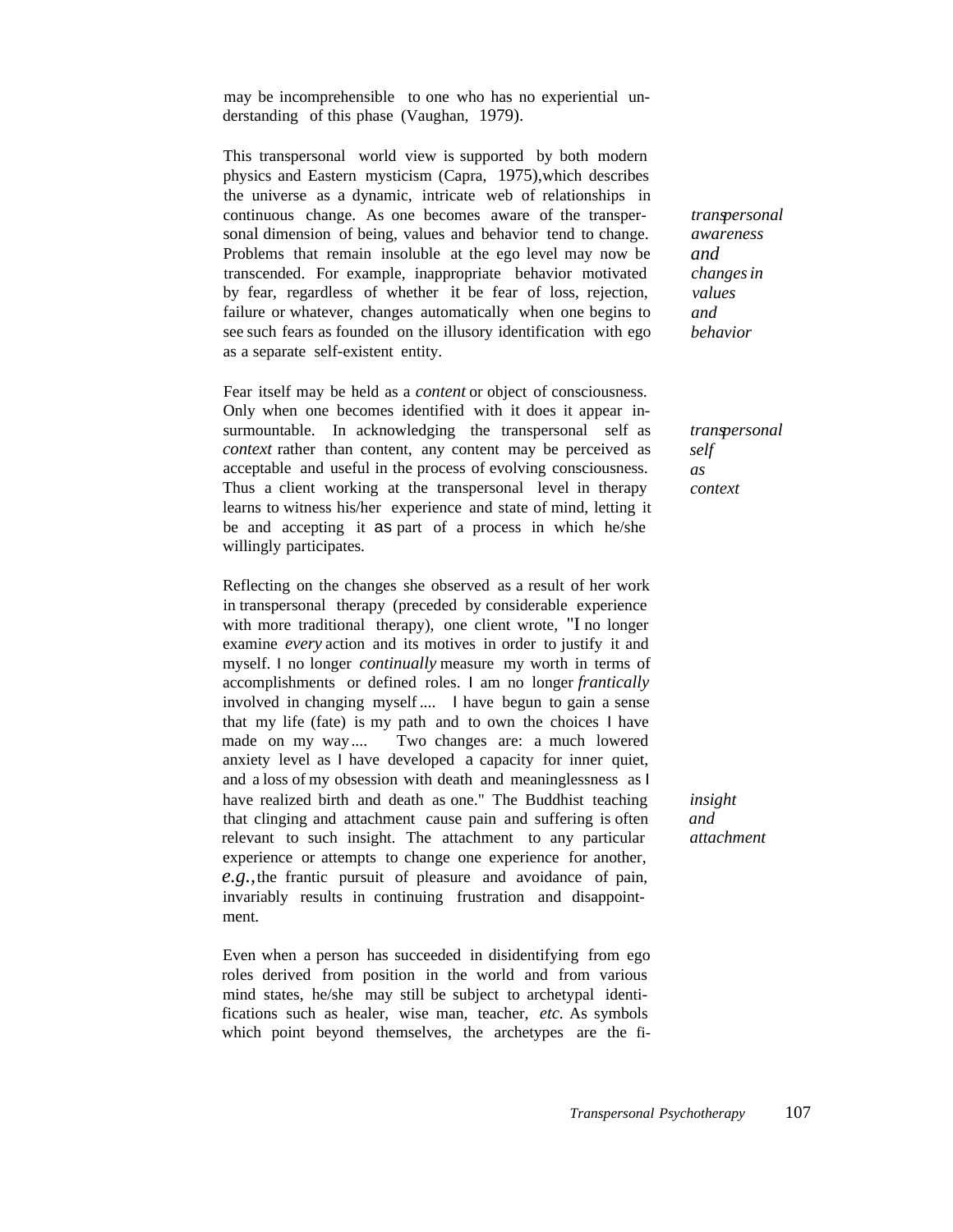may be incomprehensible to one who has no experiential understanding of this phase (Vaughan, 1979).

This transpersonal world view is supported by both modern physics and Eastern mysticism (Capra, 1975), which describes the universe as a dynamic, intricate web of relationships in continuous change. As one becomes aware of the transpersonal dimension of being, values and behavior tend to change. Problems that remain insoluble at the ego level may now be transcended. For example, inappropriate behavior motivated by fear, regardless of whether it be fear of loss, rejection, failure or whatever, changes automatically when one begins to see such fears as founded on the illusory identification with ego as a separate self-existent entity.

*transpersonal awareness and changes in values and behavior*

Fear itself may be held as a *content* or object of consciousness. Only when one becomes identified with it does it appear insurmountable. In acknowledging the transpersonal self as *context* rather than content, any content may be perceived as acceptable and useful in the process of evolving consciousness. Thus a client working at the transpersonal level in therapy learns to witness his/her experience and state of mind, letting it be and accepting it as part of a process in which he/she willingly participates.

*transpersonal self as context*

Reflecting on the changes she observed as a result of her work in transpersonal therapy (preceded by considerable experience with more traditional therapy), one client wrote, "I no longer examine *every* action and its motives in order to justify it and myself. I no longer *continually* measure my worth in terms of accomplishments or defined roles. I am no longer *frantically* involved in changing myself .... I have begun to gain a sense that my life (fate) is my path and to own the choices I have made on my way .... Two changes are: a much lowered anxiety level as I have developed a capacity for inner quiet, and a loss of my obsession with death and meaninglessness as I have realized birth and death as one." The Buddhist teaching that clinging and attachment cause pain and suffering is often relevant to such insight. The attachment to any particular experience or attempts to change one experience for another, *e.g.*, the frantic pursuit of pleasure and avoidance of pain, invariably results in continuing frustration and disappointment.

*insight and attachment*

Even when a person has succeeded in disidentifying from ego roles derived from position in the world and from various mind states, he/she may still be subject to archetypal identifications such as healer, wise man, teacher, *etc.* As symbols which point beyond themselves, the archetypes are the fi-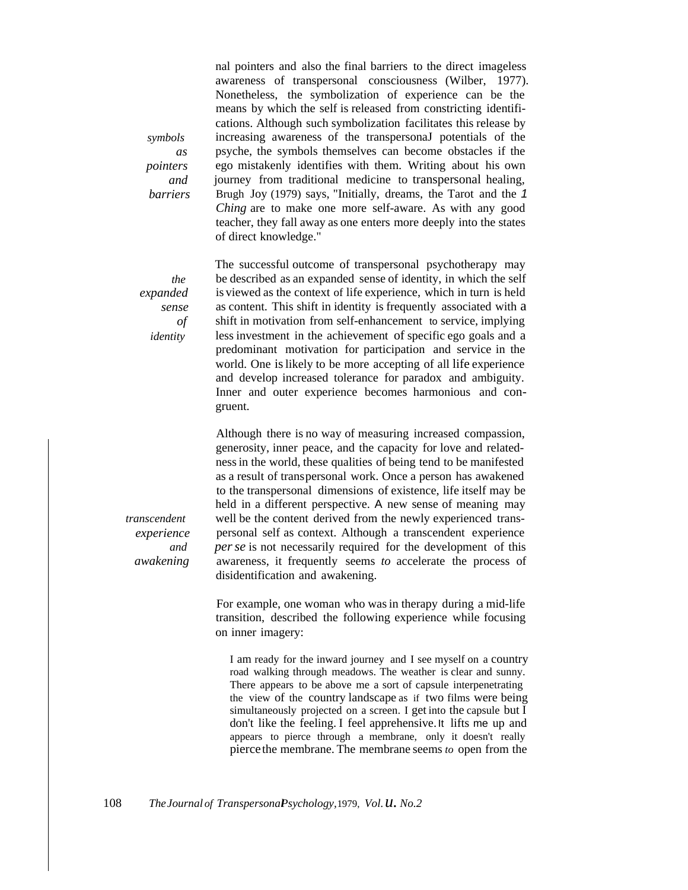nal pointers and also the final barriers to the direct imageless awareness of transpersonal consciousness (Wilber, 1977). Nonetheless, the symbolization of experience can be the means by which the self is released from constricting identifications. Although such symbolization facilitates this release by increasing awareness of the transpersonaJ potentials of the psyche, the symbols themselves can become obstacles if the ego mistakenly identifies with them. Writing about his own journey from traditional medicine to transpersonal healing, Brugh Joy (1979) says, "Initially, dreams, the Tarot and the *1 Ching* are to make one more self-aware. As with any good teacher, they fall away as one enters more deeply into the states of direct knowledge."

*symbols as pointers and barriers*

*the expanded sense of identity*

The successful outcome of transpersonal psychotherapy may be described as an expanded sense of identity, in which the self is viewed as the context of life experience, which in turn is held as content. This shift in identity is frequently associated with a shift in motivation from self-enhancement to service, implying less investment in the achievement of specific ego goals and a predominant motivation for participation and service in the world. One is likely to be more accepting of all life experience and develop increased tolerance for paradox and ambiguity. Inner and outer experience becomes harmonious and congruent.

*transcendent experience and awakening*

Although there is no way of measuring increased compassion, generosity, inner peace, and the capacity for love and relatedness in the world, these qualities of being tend to be manifested as a result of transpersonal work. Once a person has awakened to the transpersonal dimensions of existence, life itself may be held in a different perspective. A new sense of meaning may well be the content derived from the newly experienced transpersonal self as context. Although a transcendent experience *per se* is not necessarily required for the development of this awareness, it frequently seems *to* accelerate the process of disidentification and awakening.

For example, one woman who was in therapy during a mid-life transition, described the following experience while focusing on inner imagery:

> I am ready for the inward journey and I see myself on a country road walking through meadows. The weather is clear and sunny. There appears to be above me a sort of capsule interpenetrating the view of the country landscape as if two films were being simultaneously projected on a screen. I get into the capsule but I don't like the feeling. I feel apprehensive. It lifts me up and appears to pierce through a membrane, only it doesn't really pierce the membrane. The membrane seems *to* open from the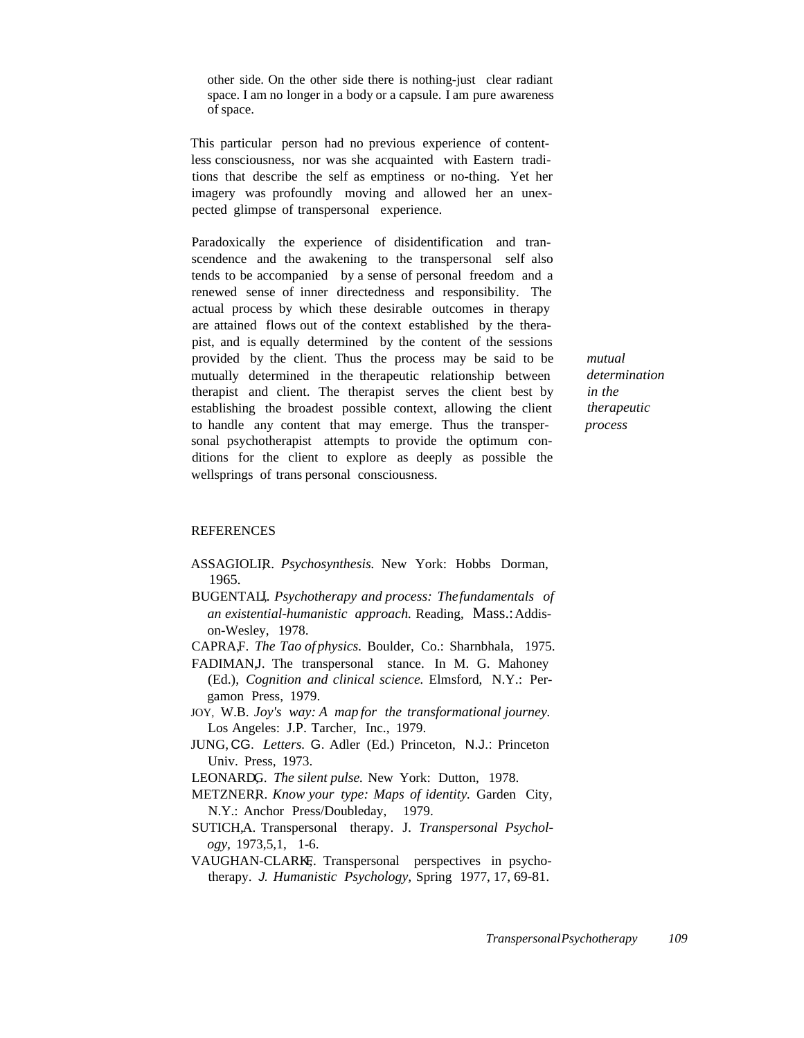other side. On the other side there is nothing-just clear radiant space. I am no longer in a body or a capsule. I am pure awareness of space.

This particular person had no previous experience of content-less consciousness, nor was she acquainted with Eastern traditions that describe the self as emptiness or no-thing. Yet her imagery was profoundly moving and allowed her an unexpected glimpse of transpersonal experience.

*mutual determination in the therapeutic process*

Paradoxically the experience of disidentification and transcendence and the awakening to the transpersonal self also tends to be accompanied by a sense of personal freedom and a renewed sense of inner directedness and responsibility. The actual process by which these desirable outcomes in therapy are attained flows out of the context established by the therapist, and is equally determined by the content of the sessions provided by the client. Thus the process may be said to be mutually determined in the therapeutic relationship between therapist and client. The therapist serves the client best by establishing the broadest possible context, allowing the client to handle any content that may emerge. Thus the transpersonal psychotherapist attempts to provide the optimum conditions for the client to explore as deeply as possible the wellsprings of trans personal consciousness.

REFERENCES

ASSAGIOLI, R. *Psychosynthesis.* New York: Hobbs Dorman, 1965.

BUGENTAL, J. *Psychotherapy and process: The fundamentals of an existential-humanistic approach.* Reading, Mass.: Addison-Wesley, 1978.

CAPRA, F. *The Tao of physics.* Boulder, Co.: Sharnbhala, 1975.

FADIMAN, J. The transpersonal stance. In M. G. Mahoney (Ed.), *Cognition and clinical science.* Elmsford, N.Y.: Pergamon Press, 1979.

JOY, W.B. *Joy's way: A map for the transformational journey.* Los Angeles: J.P. Tarcher, Inc., 1979.

JUNG, C.G. *Letters.* G. Adler (Ed.) Princeton, N.J.: Princeton Univ. Press, 1973.

LEONARD, G. *The silent pulse.* New York: Dutton, 1978.

METZNER, R. *Know your type: Maps of identity.* Garden City, N.Y.: Anchor Press/Doubleday, 1979.

SUTICH, A. Transpersonal therapy. J. *Transpersonal Psychology,* 1973, 5, 1, 1-6.

VAUGHAN-CLARK, F. Transpersonal perspectives in psychotherapy. *J. Humanistic Psychology,* Spring 1977, 17, 69-81.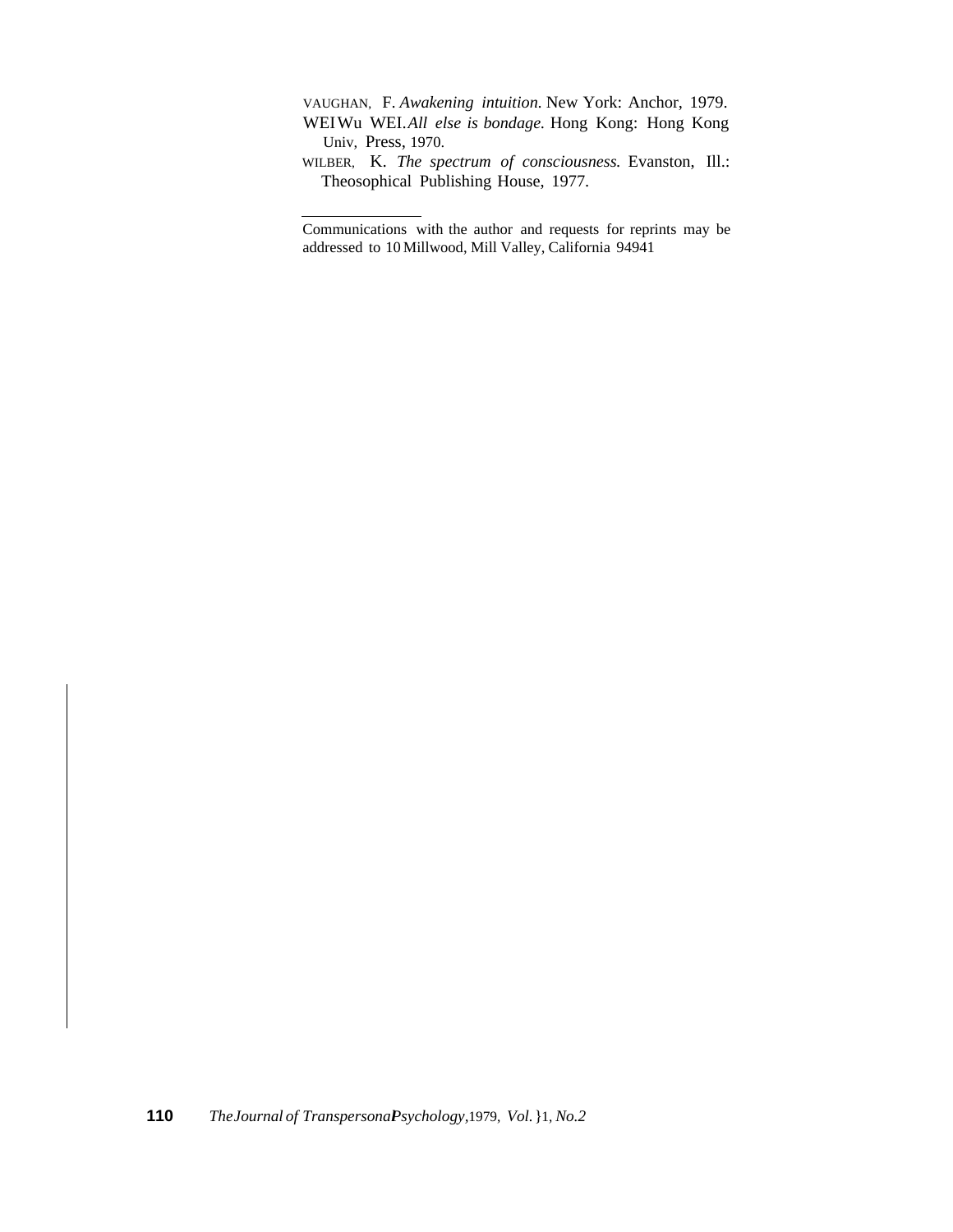VAUGHAN, F. *Awakening intuition.* New York: Anchor, 1979.

WEI Wu WEI. *All else is bondage.* Hong Kong: Hong Kong Univ. Press, 1970.

WILBER, K. *The spectrum of consciousness.* Evanston, Ill.: Theosophical Publishing House, 1977.

---

Communications with the author and requests for reprints may be addressed to 10 Millwood, Mill Valley, California 94941